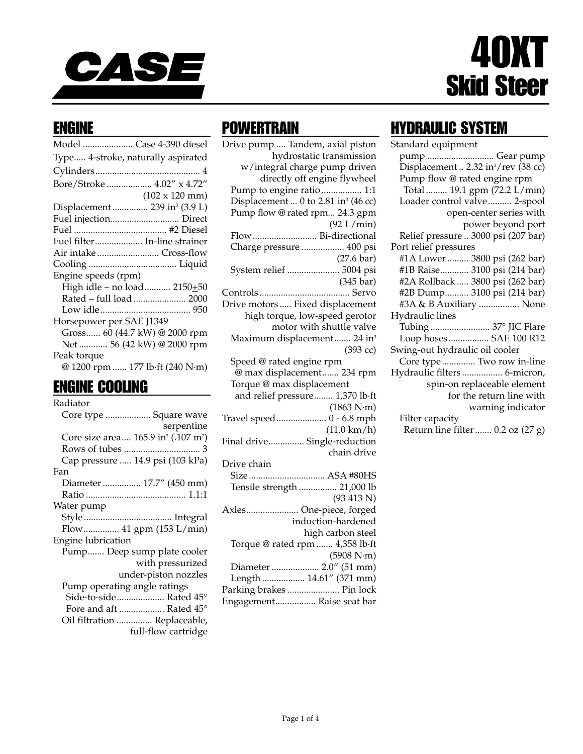# CASE

# 40XT Skid Steer

## ENGINE

- Model .................... Case 4-390 diesel
- Type..... 4-stroke, naturally aspirated
- Cylinders ........................................... 4
- Bore/Stroke .................. 4.02″ x 4.72″ (102 x 120 mm)
- Displacement ............... 239 in³ (3.9 L)
- Fuel injection............................ Direct
- Fuel ...................................... #2 Diesel
- Fuel filter.................... In-line strainer
- Air intake .......................... Cross-flow
- Cooling .................................... Liquid
- Engine speeds (rpm)
  - High idle – no load........... 2150±50
  - Rated – full load ...................... 2000
  - Low idle...................................... 950
- Horsepower per SAE J1349
  - Gross...... 60 (44.7 kW) @ 2000 rpm
  - Net ............ 56 (42 kW) @ 2000 rpm
- Peak torque
  - @ 1200 rpm ...... 177 lb·ft (240 N·m)

## ENGINE COOLING

- Radiator
  - Core type .................. Square wave serpentine
  - Core size area.... 165.9 in² (.107 m²)
  - Rows of tubes ............................... 3
  - Cap pressure ..... 14.9 psi (103 kPa)
- Fan
  - Diameter ................ 17.7″ (450 mm)
  - Ratio ......................................... 1.1:1
- Water pump
  - Style .................................... Integral
  - Flow............... 41 gpm (153 L/min)
- Engine lubrication
  - Pump....... Deep sump plate cooler with pressurized under-piston nozzles
  - Pump operating angle ratings
    - Side-to-side.................... Rated 45°
    - Fore and aft ................... Rated 45°
  - Oil filtration ............... Replaceable, full-flow cartridge

## POWERTRAIN

- Drive pump .... Tandem, axial piston hydrostatic transmission w/integral charge pump driven directly off engine flywheel
  - Pump to engine ratio ................ 1:1
  - Displacement ... 0 to 2.81 in³ (46 cc)
  - Pump flow @ rated rpm... 24.3 gpm (92 L/min)
  - Flow........................... Bi-directional
  - Charge pressure ................. 400 psi (27.6 bar)
  - System relief ..................... 5004 psi (345 bar)
- Controls ..................................... Servo
- Drive motors ..... Fixed displacement high torque, low-speed gerotor motor with shuttle valve
  - Maximum displacement....... 24 in³ (393 cc)
  - Speed @ rated engine rpm @ max displacement....... 234 rpm
  - Torque @ max displacement and relief pressure........ 1,370 lb·ft (1863 N·m)
- Travel speed.................... 0 - 6.8 mph (11.0 km/h)
- Final drive.............. Single-reduction chain drive
- Drive chain
  - Size ............................... ASA #80HS
  - Tensile strength ................ 21,000 lb (93 413 N)
- Axles..................... One-piece, forged induction-hardened high carbon steel
  - Torque @ rated rpm ....... 4,358 lb·ft (5908 N·m)
  - Diameter ................... 2.0″ (51 mm)
  - Length ................. 14.61″ (371 mm)
- Parking brakes ..................... Pin lock
- Engagement................. Raise seat bar

## HYDRAULIC SYSTEM

- Standard equipment
  - pump ........................... Gear pump
  - Displacement .. 2.32 in³/rev (38 cc)
  - Pump flow @ rated engine rpm
    - Total ......... 19.1 gpm (72.2 L/min)
  - Loader control valve.......... 2-spool open-center series with power beyond port
  - Relief pressure .. 3000 psi (207 bar)
- Port relief pressures
  - #1A Lower ......... 3800 psi (262 bar)
  - #1B Raise............ 3100 psi (214 bar)
  - #2A Rollback ..... 3800 psi (262 bar)
  - #2B Dump.......... 3100 psi (214 bar)
  - #3A & B Auxiliary ................. None
- Hydraulic lines
  - Tubing ......................... 37° JIC Flare
  - Loop hoses ................ SAE 100 R12
- Swing-out hydraulic oil cooler
  - Core type ............. Two row in-line
- Hydraulic filters ................ 6-micron, spin-on replaceable element for the return line with warning indicator
  - Filter capacity
    - Return line filter ....... 0.2 oz (27 g)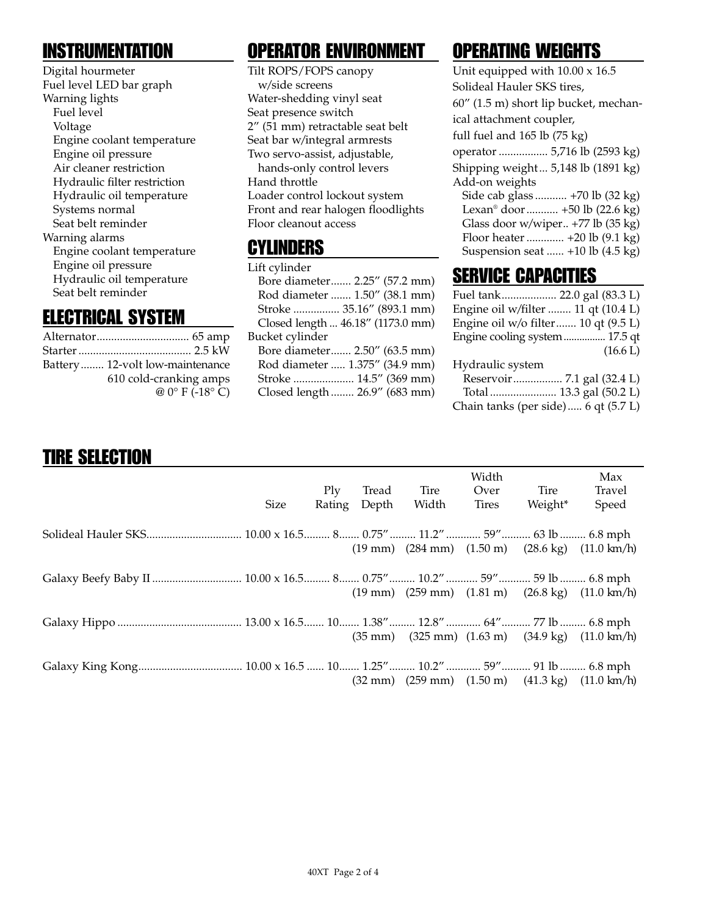## INSTRUMENTATION

Digital hourmeter
Fuel level LED bar graph
Warning lights
- Fuel level
- Voltage
- Engine coolant temperature
- Engine oil pressure
- Air cleaner restriction
- Hydraulic filter restriction
- Hydraulic oil temperature
- Systems normal
- Seat belt reminder

Warning alarms
- Engine coolant temperature
- Engine oil pressure
- Hydraulic oil temperature
- Seat belt reminder

## ELECTRICAL SYSTEM

Alternator................................ 65 amp
Starter....................................... 2.5 kW
Battery........ 12-volt low-maintenance
610 cold-cranking amps
@ 0° F (-18° C)

## OPERATOR ENVIRONMENT

Tilt ROPS/FOPS canopy
w/side screens
Water-shedding vinyl seat
Seat presence switch
2″ (51 mm) retractable seat belt
Seat bar w/integral armrests
Two servo-assist, adjustable,
hands-only control levers
Hand throttle
Loader control lockout system
Front and rear halogen floodlights
Floor cleanout access

## CYLINDERS

Lift cylinder
- Bore diameter....... 2.25″ (57.2 mm)
- Rod diameter ....... 1.50″ (38.1 mm)
- Stroke ................ 35.16″ (893.1 mm)
- Closed length ... 46.18″ (1173.0 mm)

Bucket cylinder
- Bore diameter....... 2.50″ (63.5 mm)
- Rod diameter ..... 1.375″ (34.9 mm)
- Stroke ..................... 14.5″ (369 mm)
- Closed length ........ 26.9″ (683 mm)

## OPERATING WEIGHTS

Unit equipped with 10.00 x 16.5 Solideal Hauler SKS tires, 60″ (1.5 m) short lip bucket, mechanical attachment coupler, full fuel and 165 lb (75 kg) operator ................. 5,716 lb (2593 kg)
Shipping weight... 5,148 lb (1891 kg)
Add-on weights
- Side cab glass........... +70 lb (32 kg)
- Lexan® door........... +50 lb (22.6 kg)
- Glass door w/wiper.. +77 lb (35 kg)
- Floor heater ............. +20 lb (9.1 kg)
- Suspension seat ...... +10 lb (4.5 kg)

## SERVICE CAPACITIES

Fuel tank................... 22.0 gal (83.3 L)
Engine oil w/filter ........ 11 qt (10.4 L)
Engine oil w/o filter....... 10 qt (9.5 L)
Engine cooling system................ 17.5 qt (16.6 L)
Hydraulic system
- Reservoir................. 7.1 gal (32.4 L)
- Total....................... 13.3 gal (50.2 L)

Chain tanks (per side)..... 6 qt (5.7 L)

## TIRE SELECTION

| | Size | Ply Rating | Tread Depth | Tire Width | Width Over Tires | Tire Weight* | Max Travel Speed |
|---|---|---|---|---|---|---|---|
| Solideal Hauler SKS | 10.00 x 16.5 | 8 | 0.75″ (19 mm) | 11.2″ (284 mm) | 59″ (1.50 m) | 63 lb (28.6 kg) | 6.8 mph (11.0 km/h) |
| Galaxy Beefy Baby II | 10.00 x 16.5 | 8 | 0.75″ (19 mm) | 10.2″ (259 mm) | 59″ (1.81 m) | 59 lb (26.8 kg) | 6.8 mph (11.0 km/h) |
| Galaxy Hippo | 13.00 x 16.5 | 10 | 1.38″ (35 mm) | 12.8″ (325 mm) | 64″ (1.63 m) | 77 lb (34.9 kg) | 6.8 mph (11.0 km/h) |
| Galaxy King Kong | 10.00 x 16.5 | 10 | 1.25″ (32 mm) | 10.2″ (259 mm) | 59″ (1.50 m) | 91 lb (41.3 kg) | 6.8 mph (11.0 km/h) |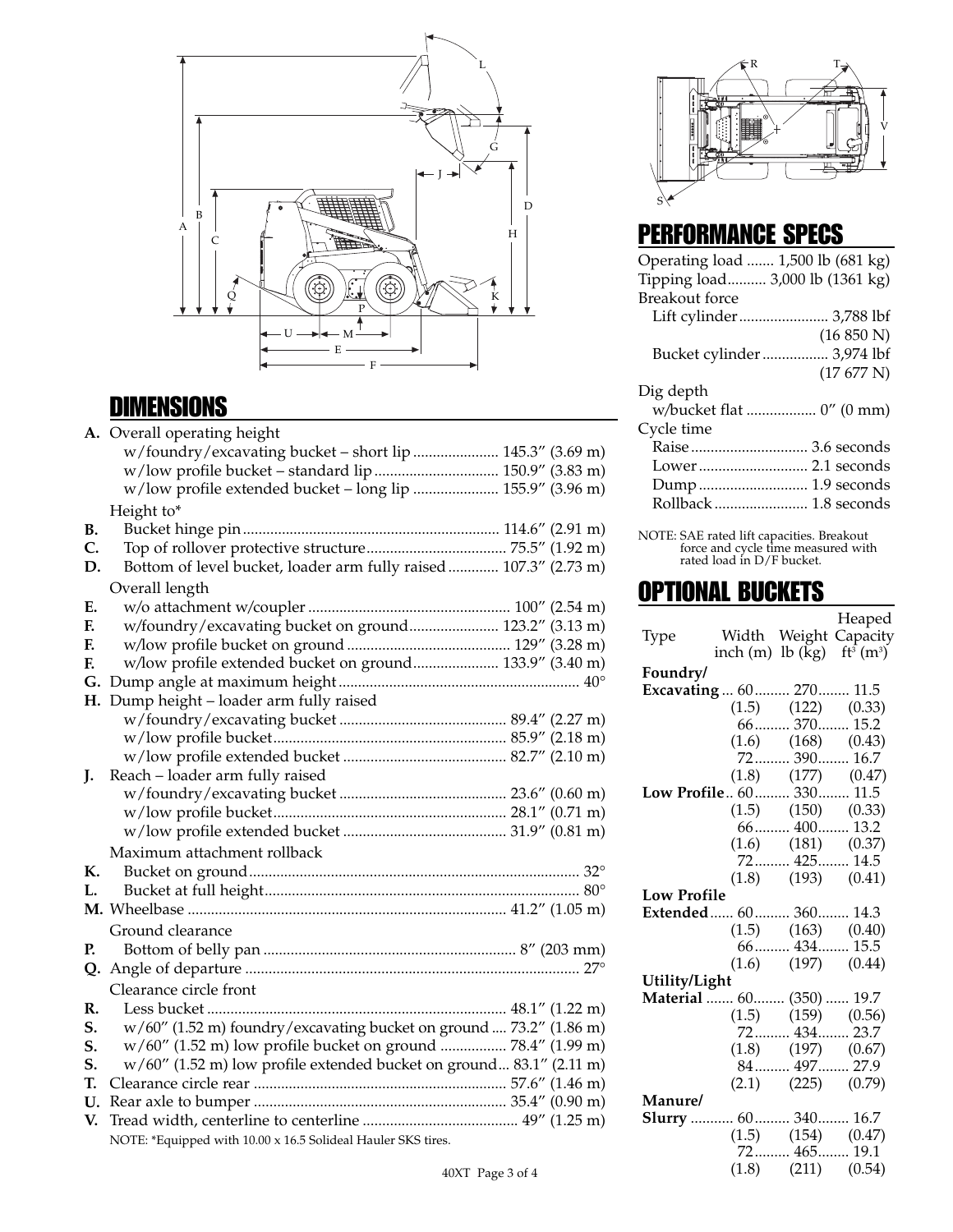## DIMENSIONS

| | | |
|---|---|---|
| **A.** | Overall operating height | |
| | w/foundry/excavating bucket – short lip | 145.3″ (3.69 m) |
| | w/low profile bucket – standard lip | 150.9″ (3.83 m) |
| | w/low profile extended bucket – long lip | 155.9″ (3.96 m) |
| | Height to* | |
| **B.** | Bucket hinge pin | 114.6″ (2.91 m) |
| **C.** | Top of rollover protective structure | 75.5″ (1.92 m) |
| **D.** | Bottom of level bucket, loader arm fully raised | 107.3″ (2.73 m) |
| | Overall length | |
| **E.** | w/o attachment w/coupler | 100″ (2.54 m) |
| **F.** | w/foundry/excavating bucket on ground | 123.2″ (3.13 m) |
| **F.** | w/low profile bucket on ground | 129″ (3.28 m) |
| **F.** | w/low profile extended bucket on ground | 133.9″ (3.40 m) |
| **G.** | Dump angle at maximum height | 40° |
| **H.** | Dump height – loader arm fully raised | |
| | w/foundry/excavating bucket | 89.4″ (2.27 m) |
| | w/low profile bucket | 85.9″ (2.18 m) |
| | w/low profile extended bucket | 82.7″ (2.10 m) |
| **J.** | Reach – loader arm fully raised | |
| | w/foundry/excavating bucket | 23.6″ (0.60 m) |
| | w/low profile bucket | 28.1″ (0.71 m) |
| | w/low profile extended bucket | 31.9″ (0.81 m) |
| | Maximum attachment rollback | |
| **K.** | Bucket on ground | 32° |
| **L.** | Bucket at full height | 80° |
| **M.** | Wheelbase | 41.2″ (1.05 m) |
| | Ground clearance | |
| **P.** | Bottom of belly pan | 8″ (203 mm) |
| **Q.** | Angle of departure | 27° |
| | Clearance circle front | |
| **R.** | Less bucket | 48.1″ (1.22 m) |
| **S.** | w/60″ (1.52 m) foundry/excavating bucket on ground | 73.2″ (1.86 m) |
| **S.** | w/60″ (1.52 m) low profile bucket on ground | 78.4″ (1.99 m) |
| **S.** | w/60″ (1.52 m) low profile extended bucket on ground | 83.1″ (2.11 m) |
| **T.** | Clearance circle rear | 57.6″ (1.46 m) |
| **U.** | Rear axle to bumper | 35.4″ (0.90 m) |
| **V.** | Tread width, centerline to centerline | 49″ (1.25 m) |

NOTE: *Equipped with 10.00 x 16.5 Solideal Hauler SKS tires.

## PERFORMANCE SPECS

| | |
|---|---|
| Operating load | 1,500 lb (681 kg) |
| Tipping load | 3,000 lb (1361 kg) |
| Breakout force | |
| Lift cylinder | 3,788 lbf (16 850 N) |
| Bucket cylinder | 3,974 lbf (17 677 N) |
| Dig depth | |
| w/bucket flat | 0″ (0 mm) |
| Cycle time | |
| Raise | 3.6 seconds |
| Lower | 2.1 seconds |
| Dump | 1.9 seconds |
| Rollback | 1.8 seconds |

NOTE: SAE rated lift capacities. Breakout force and cycle time measured with rated load in D/F bucket.

## OPTIONAL BUCKETS

| Type | Width inch (m) | Weight lb (kg) | Heaped Capacity $ft^3$ ($m^3$) |
|---|---|---|---|
| **Foundry/ Excavating** | 60 (1.5) | 270 (122) | 11.5 (0.33) |
| | 66 (1.6) | 370 (168) | 15.2 (0.43) |
| | 72 (1.8) | 390 (177) | 16.7 (0.47) |
| **Low Profile** | 60 (1.5) | 330 (150) | 11.5 (0.33) |
| | 66 (1.6) | 400 (181) | 13.2 (0.37) |
| | 72 (1.8) | 425 (193) | 14.5 (0.41) |
| **Low Profile Extended** | 60 (1.5) | 360 (163) | 14.3 (0.40) |
| | 66 (1.6) | 434 (197) | 15.5 (0.44) |
| **Utility/Light Material** | 60 (1.5) | (350) (159) | 19.7 (0.56) |
| | 72 (1.8) | 434 (197) | 23.7 (0.67) |
| | 84 (2.1) | 497 (225) | 27.9 (0.79) |
| **Manure/ Slurry** | 60 (1.5) | 340 (154) | 16.7 (0.47) |
| | 72 (1.8) | 465 (211) | 19.1 (0.54) |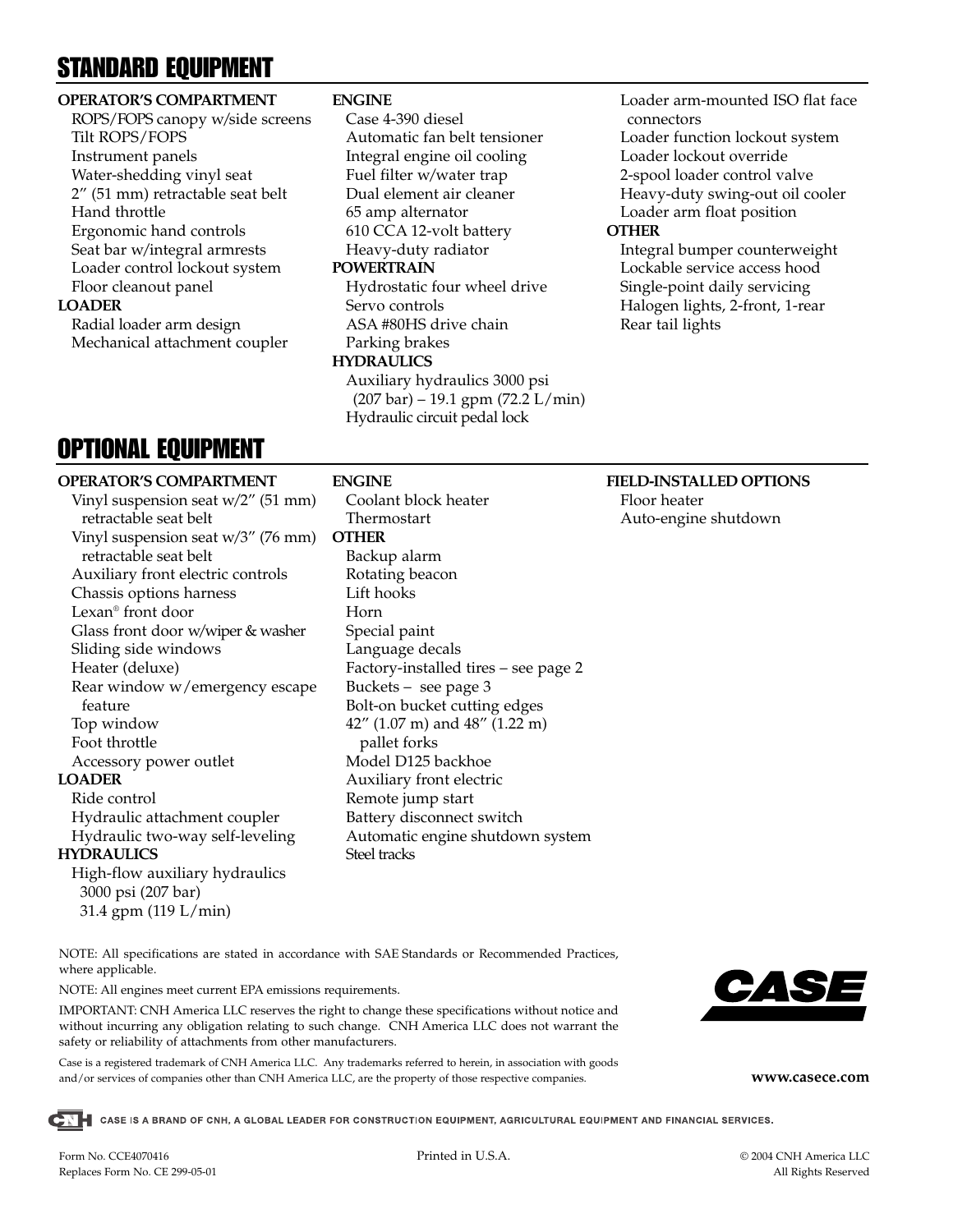## STANDARD EQUIPMENT

**OPERATOR'S COMPARTMENT**
- ROPS/FOPS canopy w/side screens
- Tilt ROPS/FOPS
- Instrument panels
- Water-shedding vinyl seat
- 2″ (51 mm) retractable seat belt
- Hand throttle
- Ergonomic hand controls
- Seat bar w/integral armrests
- Loader control lockout system
- Floor cleanout panel

**LOADER**
- Radial loader arm design
- Mechanical attachment coupler
- Loader arm-mounted ISO flat face connectors
- Loader function lockout system
- Loader lockout override
- 2-spool loader control valve
- Heavy-duty swing-out oil cooler
- Loader arm float position

**ENGINE**
- Case 4-390 diesel
- Automatic fan belt tensioner
- Integral engine oil cooling
- Fuel filter w/water trap
- Dual element air cleaner
- 65 amp alternator
- 610 CCA 12-volt battery
- Heavy-duty radiator

**POWERTRAIN**
- Hydrostatic four wheel drive
- Servo controls
- ASA #80HS drive chain
- Parking brakes

**HYDRAULICS**
- Auxiliary hydraulics 3000 psi (207 bar) – 19.1 gpm (72.2 L/min)
- Hydraulic circuit pedal lock

**OTHER**
- Integral bumper counterweight
- Lockable service access hood
- Single-point daily servicing
- Halogen lights, 2-front, 1-rear
- Rear tail lights

## OPTIONAL EQUIPMENT

**OPERATOR'S COMPARTMENT**
- Vinyl suspension seat w/2″ (51 mm) retractable seat belt
- Vinyl suspension seat w/3″ (76 mm) retractable seat belt
- Auxiliary front electric controls
- Chassis options harness
- Lexan® front door
- Glass front door w/wiper & washer
- Sliding side windows
- Heater (deluxe)
- Rear window w/emergency escape feature
- Top window
- Foot throttle
- Accessory power outlet

**LOADER**
- Ride control
- Hydraulic attachment coupler
- Hydraulic two-way self-leveling

**HYDRAULICS**
- High-flow auxiliary hydraulics 3000 psi (207 bar) 31.4 gpm (119 L/min)

**ENGINE**
- Coolant block heater
- Thermostart

**OTHER**
- Backup alarm
- Rotating beacon
- Lift hooks
- Horn
- Special paint
- Language decals
- Factory-installed tires – see page 2
- Buckets – see page 3
- Bolt-on bucket cutting edges
- 42″ (1.07 m) and 48″ (1.22 m) pallet forks
- Model D125 backhoe
- Auxiliary front electric
- Remote jump start
- Battery disconnect switch
- Automatic engine shutdown system
- Steel tracks

**FIELD-INSTALLED OPTIONS**
- Floor heater
- Auto-engine shutdown

NOTE: All specifications are stated in accordance with SAE Standards or Recommended Practices, where applicable.

NOTE: All engines meet current EPA emissions requirements.

IMPORTANT: CNH America LLC reserves the right to change these specifications without notice and without incurring any obligation relating to such change. CNH America LLC does not warrant the safety or reliability of attachments from other manufacturers.

Case is a registered trademark of CNH America LLC. Any trademarks referred to herein, in association with goods and/or services of companies other than CNH America LLC, are the property of those respective companies.

CASE

**www.casece.com**

CNH CASE IS A BRAND OF CNH, A GLOBAL LEADER FOR CONSTRUCTION EQUIPMENT, AGRICULTURAL EQUIPMENT AND FINANCIAL SERVICES.

Form No. CCE4070416
Replaces Form No. CE 299-05-01

Printed in U.S.A.

© 2004 CNH America LLC
All Rights Reserved